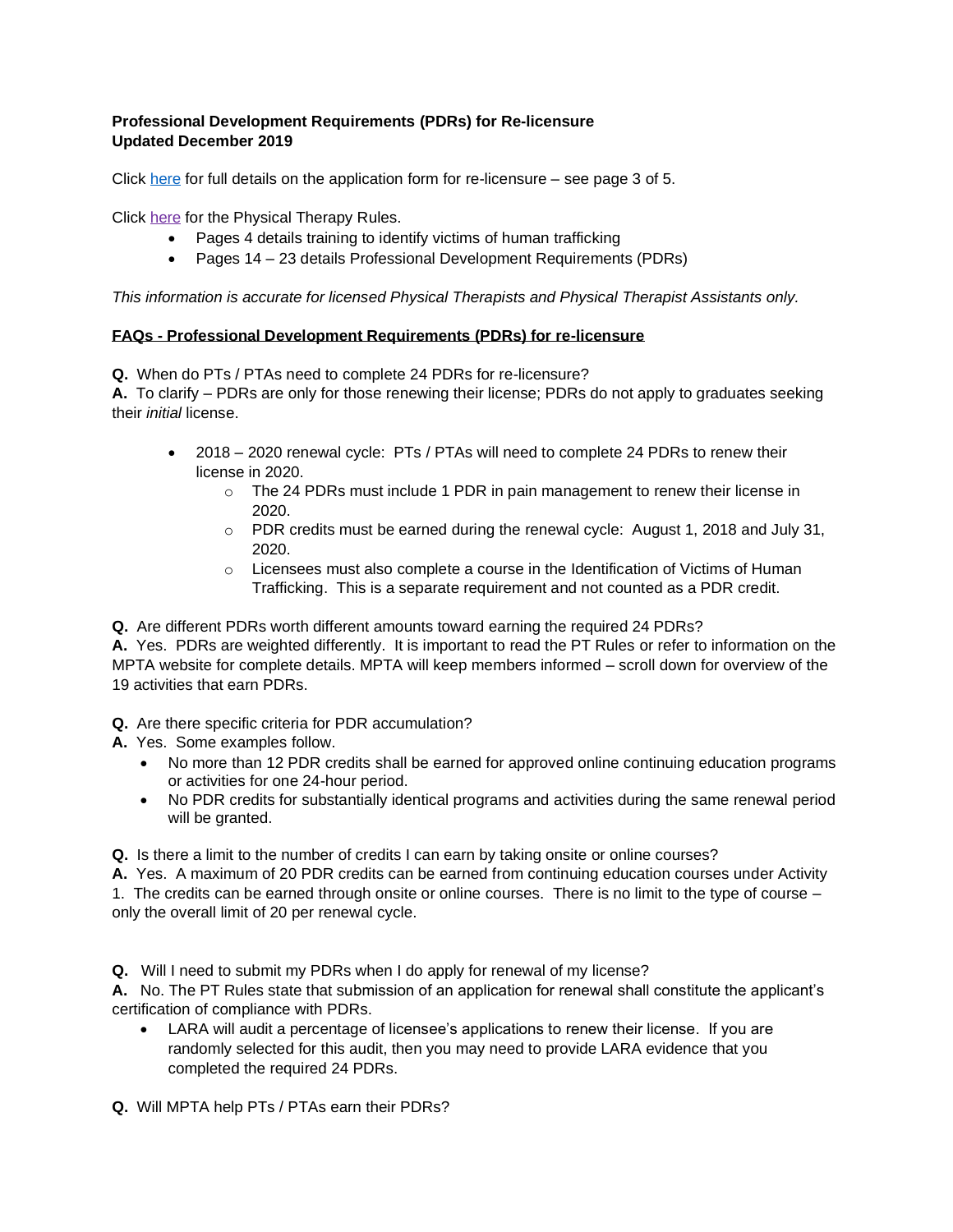**Professional Development Requirements (PDRs) for Re-licensure**
**Updated December 2019**

Click here for full details on the application form for re-licensure – see page 3 of 5.

Click here for the Physical Therapy Rules.

- Pages 4 details training to identify victims of human trafficking
- Pages 14 – 23 details Professional Development Requirements (PDRs)

*This information is accurate for licensed Physical Therapists and Physical Therapist Assistants only.*

## FAQs - Professional Development Requirements (PDRs) for re-licensure

**Q.** When do PTs / PTAs need to complete 24 PDRs for re-licensure?
**A.** To clarify – PDRs are only for those renewing their license; PDRs do not apply to graduates seeking their *initial* license.

- 2018 – 2020 renewal cycle: PTs / PTAs will need to complete 24 PDRs to renew their license in 2020.
  - The 24 PDRs must include 1 PDR in pain management to renew their license in 2020.
  - PDR credits must be earned during the renewal cycle: August 1, 2018 and July 31, 2020.
  - Licensees must also complete a course in the Identification of Victims of Human Trafficking. This is a separate requirement and not counted as a PDR credit.

**Q.** Are different PDRs worth different amounts toward earning the required 24 PDRs?
**A.** Yes. PDRs are weighted differently. It is important to read the PT Rules or refer to information on the MPTA website for complete details. MPTA will keep members informed – scroll down for overview of the 19 activities that earn PDRs.

**Q.** Are there specific criteria for PDR accumulation?
**A.** Yes. Some examples follow.

- No more than 12 PDR credits shall be earned for approved online continuing education programs or activities for one 24-hour period.
- No PDR credits for substantially identical programs and activities during the same renewal period will be granted.

**Q.** Is there a limit to the number of credits I can earn by taking onsite or online courses?
**A.** Yes. A maximum of 20 PDR credits can be earned from continuing education courses under Activity 1. The credits can be earned through onsite or online courses. There is no limit to the type of course – only the overall limit of 20 per renewal cycle.

**Q.** Will I need to submit my PDRs when I do apply for renewal of my license?
**A.** No. The PT Rules state that submission of an application for renewal shall constitute the applicant's certification of compliance with PDRs.

- LARA will audit a percentage of licensee's applications to renew their license. If you are randomly selected for this audit, then you may need to provide LARA evidence that you completed the required 24 PDRs.

**Q.** Will MPTA help PTs / PTAs earn their PDRs?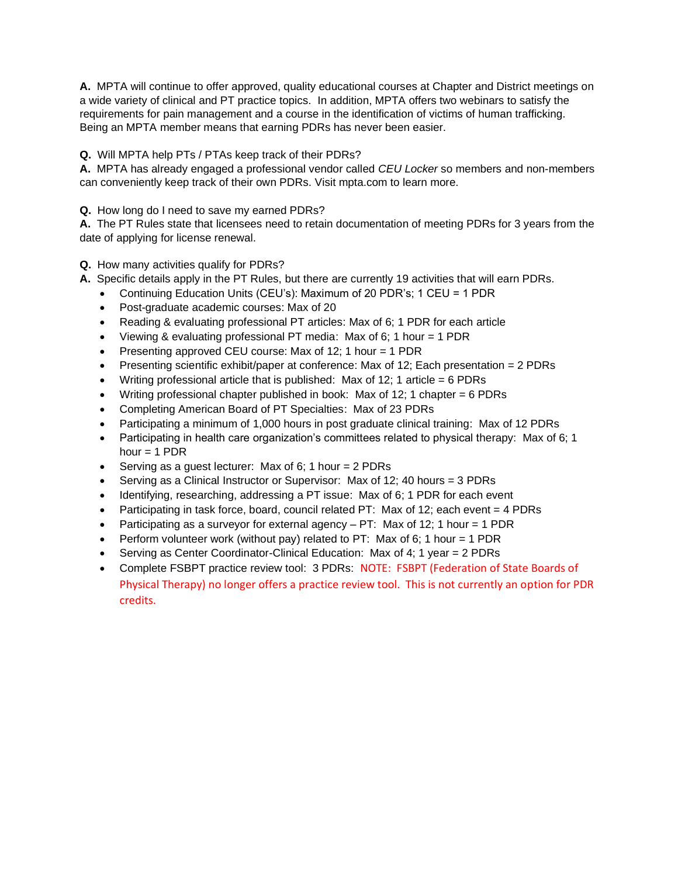**A.** MPTA will continue to offer approved, quality educational courses at Chapter and District meetings on a wide variety of clinical and PT practice topics. In addition, MPTA offers two webinars to satisfy the requirements for pain management and a course in the identification of victims of human trafficking. Being an MPTA member means that earning PDRs has never been easier.

**Q.** Will MPTA help PTs / PTAs keep track of their PDRs?
**A.** MPTA has already engaged a professional vendor called *CEU Locker* so members and non-members can conveniently keep track of their own PDRs. Visit mpta.com to learn more.

**Q.** How long do I need to save my earned PDRs?
**A.** The PT Rules state that licensees need to retain documentation of meeting PDRs for 3 years from the date of applying for license renewal.

**Q.** How many activities qualify for PDRs?
**A.** Specific details apply in the PT Rules, but there are currently 19 activities that will earn PDRs.

- Continuing Education Units (CEU's): Maximum of 20 PDR's; 1 CEU = 1 PDR
- Post-graduate academic courses: Max of 20
- Reading & evaluating professional PT articles: Max of 6; 1 PDR for each article
- Viewing & evaluating professional PT media: Max of 6; 1 hour = 1 PDR
- Presenting approved CEU course: Max of 12; 1 hour = 1 PDR
- Presenting scientific exhibit/paper at conference: Max of 12; Each presentation = 2 PDRs
- Writing professional article that is published: Max of 12; 1 article = 6 PDRs
- Writing professional chapter published in book: Max of 12; 1 chapter = 6 PDRs
- Completing American Board of PT Specialties: Max of 23 PDRs
- Participating a minimum of 1,000 hours in post graduate clinical training: Max of 12 PDRs
- Participating in health care organization's committees related to physical therapy: Max of 6; 1 hour = 1 PDR
- Serving as a guest lecturer: Max of 6; 1 hour = 2 PDRs
- Serving as a Clinical Instructor or Supervisor: Max of 12; 40 hours = 3 PDRs
- Identifying, researching, addressing a PT issue: Max of 6; 1 PDR for each event
- Participating in task force, board, council related PT: Max of 12; each event = 4 PDRs
- Participating as a surveyor for external agency – PT: Max of 12; 1 hour = 1 PDR
- Perform volunteer work (without pay) related to PT: Max of 6; 1 hour = 1 PDR
- Serving as Center Coordinator-Clinical Education: Max of 4; 1 year = 2 PDRs
- Complete FSBPT practice review tool: 3 PDRs: NOTE: FSBPT (Federation of State Boards of Physical Therapy) no longer offers a practice review tool. This is not currently an option for PDR credits.